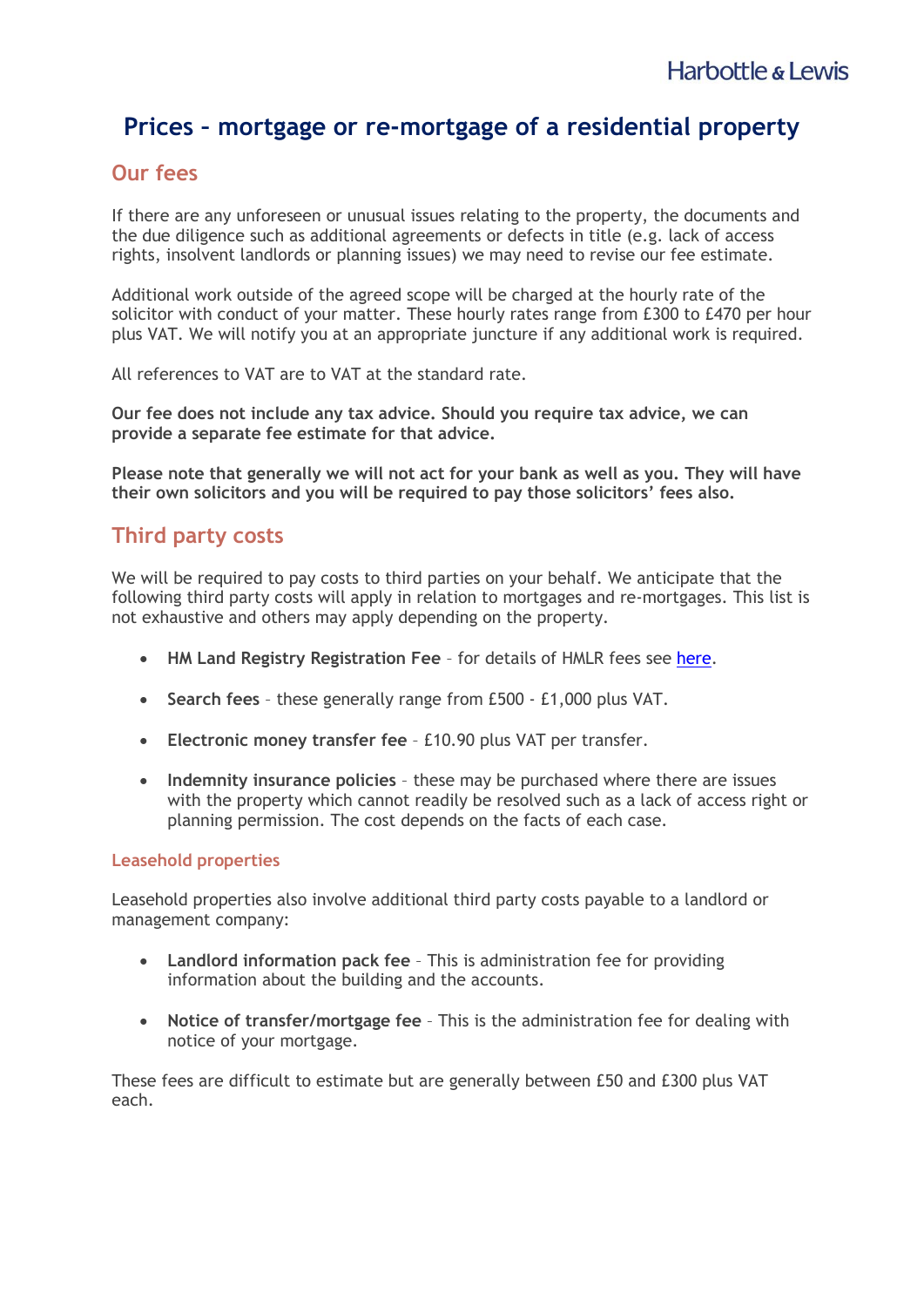# Prices – mortgage or re-mortgage of a residential property

## Our fees

If there are any unforeseen or unusual issues relating to the property, the documents and the due diligence such as additional agreements or defects in title (e.g. lack of access rights, insolvent landlords or planning issues) we may need to revise our fee estimate.

Additional work outside of the agreed scope will be charged at the hourly rate of the solicitor with conduct of your matter. These hourly rates range from £300 to £470 per hour plus VAT. We will notify you at an appropriate juncture if any additional work is required.

All references to VAT are to VAT at the standard rate.

**Our fee does not include any tax advice. Should you require tax advice, we can provide a separate fee estimate for that advice.**

**Please note that generally we will not act for your bank as well as you. They will have their own solicitors and you will be required to pay those solicitors' fees also.**

## Third party costs

We will be required to pay costs to third parties on your behalf. We anticipate that the following third party costs will apply in relation to mortgages and re-mortgages. This list is not exhaustive and others may apply depending on the property.

- **HM Land Registry Registration Fee** – for details of HMLR fees see here.
- **Search fees** – these generally range from £500 - £1,000 plus VAT.
- **Electronic money transfer fee** – £10.90 plus VAT per transfer.
- **Indemnity insurance policies** – these may be purchased where there are issues with the property which cannot readily be resolved such as a lack of access right or planning permission. The cost depends on the facts of each case.

### Leasehold properties

Leasehold properties also involve additional third party costs payable to a landlord or management company:

- **Landlord information pack fee** – This is administration fee for providing information about the building and the accounts.
- **Notice of transfer/mortgage fee** – This is the administration fee for dealing with notice of your mortgage.

These fees are difficult to estimate but are generally between £50 and £300 plus VAT each.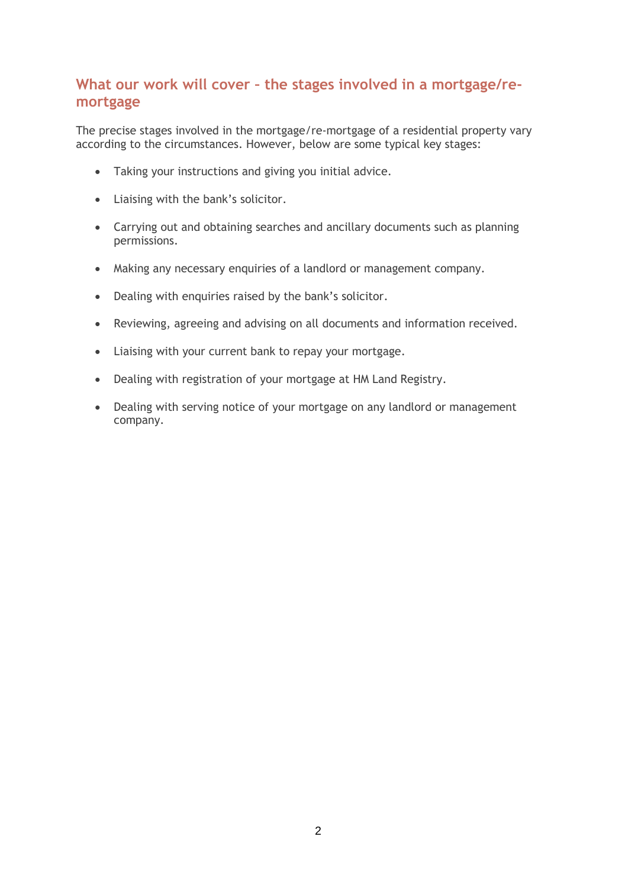## What our work will cover – the stages involved in a mortgage/re-mortgage

The precise stages involved in the mortgage/re-mortgage of a residential property vary according to the circumstances. However, below are some typical key stages:

- Taking your instructions and giving you initial advice.
- Liaising with the bank's solicitor.
- Carrying out and obtaining searches and ancillary documents such as planning permissions.
- Making any necessary enquiries of a landlord or management company.
- Dealing with enquiries raised by the bank's solicitor.
- Reviewing, agreeing and advising on all documents and information received.
- Liaising with your current bank to repay your mortgage.
- Dealing with registration of your mortgage at HM Land Registry.
- Dealing with serving notice of your mortgage on any landlord or management company.